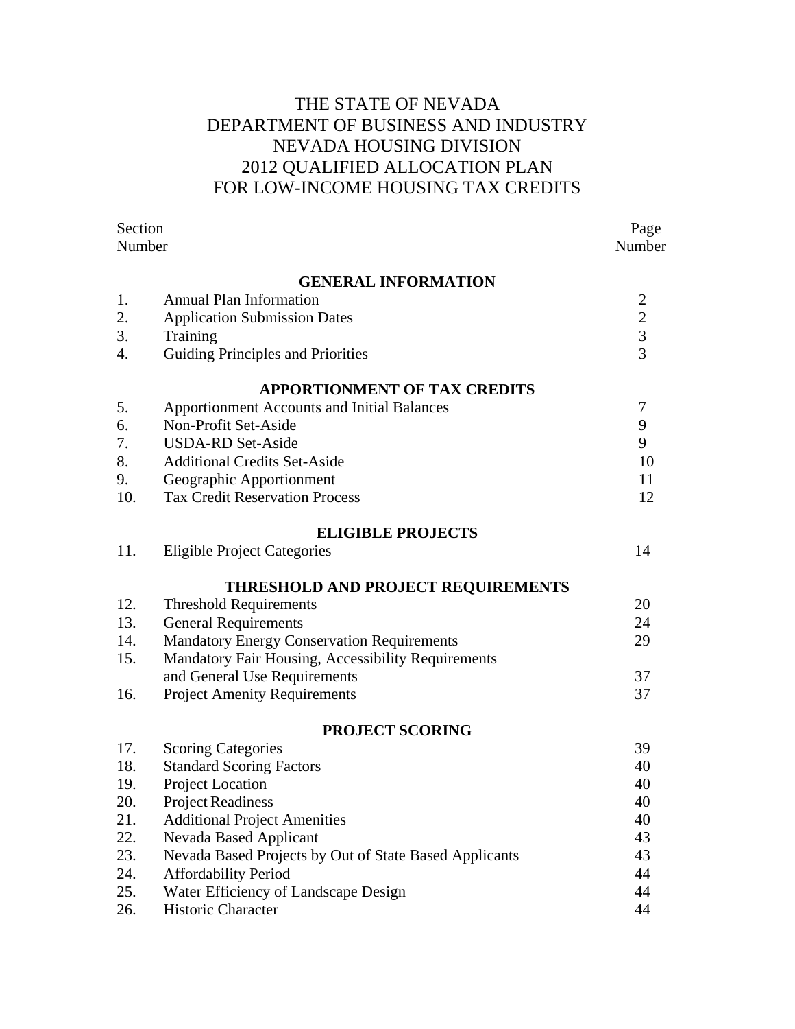# THE STATE OF NEVADA
# DEPARTMENT OF BUSINESS AND INDUSTRY
# NEVADA HOUSING DIVISION
# 2012 QUALIFIED ALLOCATION PLAN
# FOR LOW-INCOME HOUSING TAX CREDITS

| Section Number | | Page Number |
|---|---|---|
| | **GENERAL INFORMATION** | |
| 1. | Annual Plan Information | 2 |
| 2. | Application Submission Dates | 2 |
| 3. | Training | 3 |
| 4. | Guiding Principles and Priorities | 3 |
| | **APPORTIONMENT OF TAX CREDITS** | |
| 5. | Apportionment Accounts and Initial Balances | 7 |
| 6. | Non-Profit Set-Aside | 9 |
| 7. | USDA-RD Set-Aside | 9 |
| 8. | Additional Credits Set-Aside | 10 |
| 9. | Geographic Apportionment | 11 |
| 10. | Tax Credit Reservation Process | 12 |
| | **ELIGIBLE PROJECTS** | |
| 11. | Eligible Project Categories | 14 |
| | **THRESHOLD AND PROJECT REQUIREMENTS** | |
| 12. | Threshold Requirements | 20 |
| 13. | General Requirements | 24 |
| 14. | Mandatory Energy Conservation Requirements | 29 |
| 15. | Mandatory Fair Housing, Accessibility Requirements and General Use Requirements | 37 |
| 16. | Project Amenity Requirements | 37 |
| | **PROJECT SCORING** | |
| 17. | Scoring Categories | 39 |
| 18. | Standard Scoring Factors | 40 |
| 19. | Project Location | 40 |
| 20. | Project Readiness | 40 |
| 21. | Additional Project Amenities | 40 |
| 22. | Nevada Based Applicant | 43 |
| 23. | Nevada Based Projects by Out of State Based Applicants | 43 |
| 24. | Affordability Period | 44 |
| 25. | Water Efficiency of Landscape Design | 44 |
| 26. | Historic Character | 44 |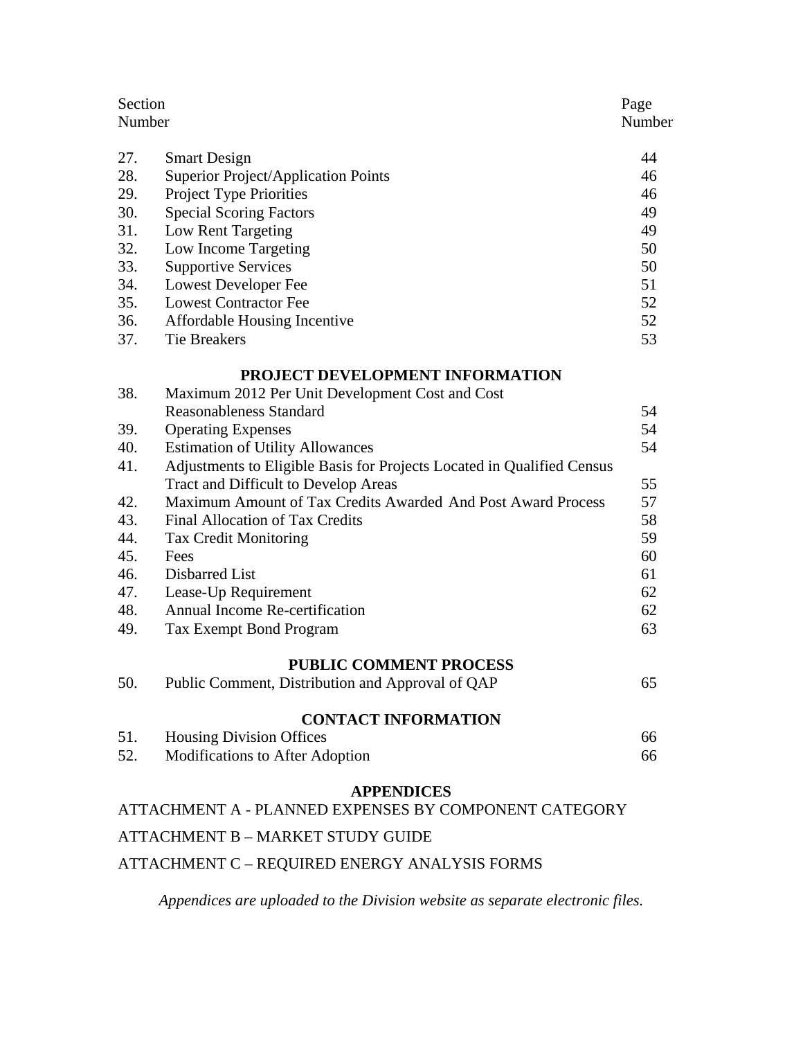| Section Number | | Page Number |
|---|---|---|
| 27. | Smart Design | 44 |
| 28. | Superior Project/Application Points | 46 |
| 29. | Project Type Priorities | 46 |
| 30. | Special Scoring Factors | 49 |
| 31. | Low Rent Targeting | 49 |
| 32. | Low Income Targeting | 50 |
| 33. | Supportive Services | 50 |
| 34. | Lowest Developer Fee | 51 |
| 35. | Lowest Contractor Fee | 52 |
| 36. | Affordable Housing Incentive | 52 |
| 37. | Tie Breakers | 53 |
| | **PROJECT DEVELOPMENT INFORMATION** | |
| 38. | Maximum 2012 Per Unit Development Cost and Cost Reasonableness Standard | 54 |
| 39. | Operating Expenses | 54 |
| 40. | Estimation of Utility Allowances | 54 |
| 41. | Adjustments to Eligible Basis for Projects Located in Qualified Census Tract and Difficult to Develop Areas | 55 |
| 42. | Maximum Amount of Tax Credits Awarded And Post Award Process | 57 |
| 43. | Final Allocation of Tax Credits | 58 |
| 44. | Tax Credit Monitoring | 59 |
| 45. | Fees | 60 |
| 46. | Disbarred List | 61 |
| 47. | Lease-Up Requirement | 62 |
| 48. | Annual Income Re-certification | 62 |
| 49. | Tax Exempt Bond Program | 63 |
| | **PUBLIC COMMENT PROCESS** | |
| 50. | Public Comment, Distribution and Approval of QAP | 65 |
| | **CONTACT INFORMATION** | |
| 51. | Housing Division Offices | 66 |
| 52. | Modifications to After Adoption | 66 |

**APPENDICES**

ATTACHMENT A - PLANNED EXPENSES BY COMPONENT CATEGORY

ATTACHMENT B – MARKET STUDY GUIDE

ATTACHMENT C – REQUIRED ENERGY ANALYSIS FORMS

*Appendices are uploaded to the Division website as separate electronic files.*